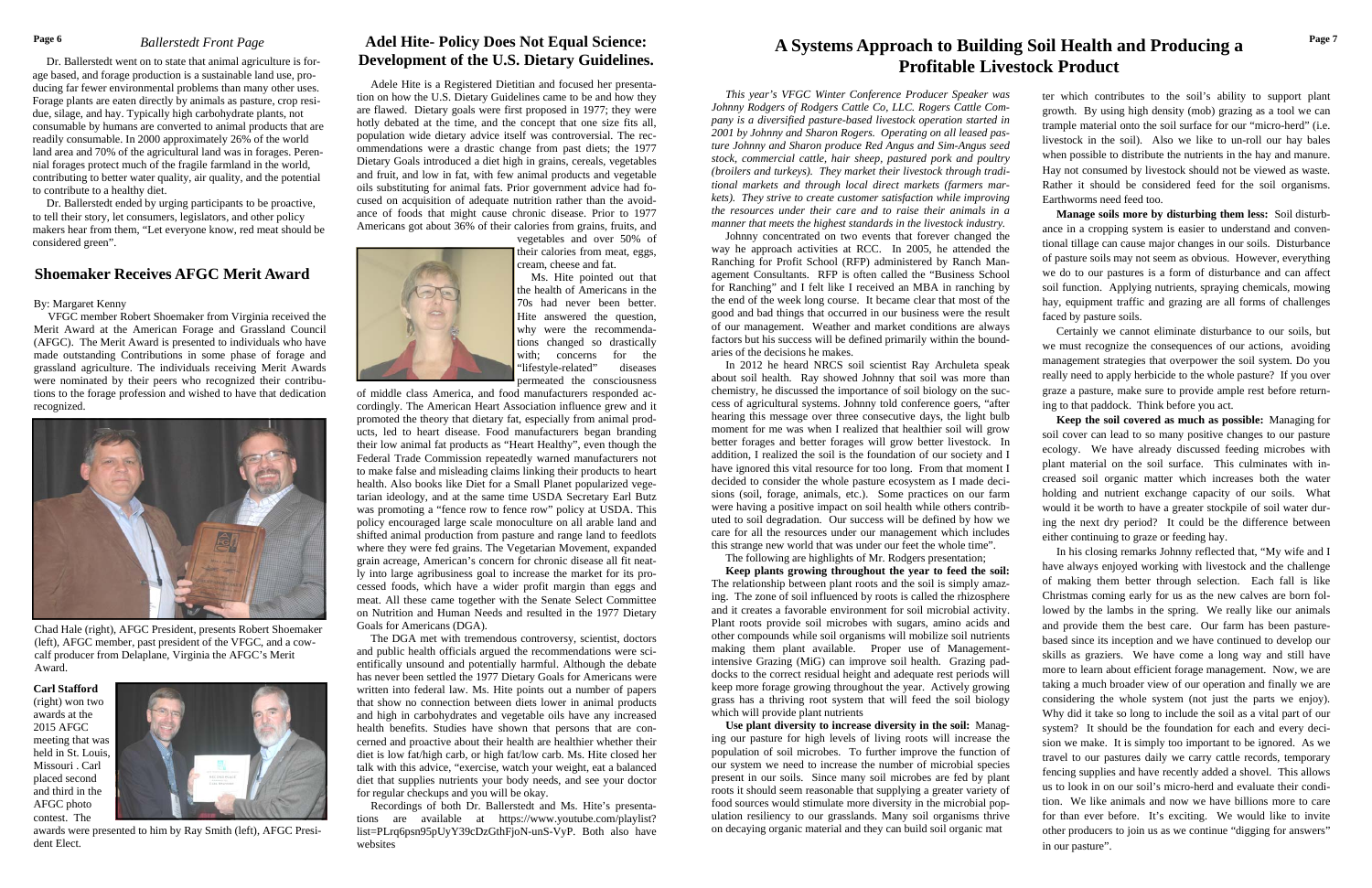Dr. Ballerstedt went on to state that animal agriculture is forage based, and forage production is a sustainable land use, producing far fewer environmental problems than many other uses. Forage plants are eaten directly by animals as pasture, crop residue, silage, and hay. Typically high carbohydrate plants, not consumable by humans are converted to animal products that are readily consumable. In 2000 approximately 26% of the world land area and 70% of the agricultural land was in forages. Perennial forages protect much of the fragile farmland in the world, contributing to better water quality, air quality, and the potential to contribute to a healthy diet.

Dr. Ballerstedt ended by urging participants to be proactive, to tell their story, let consumers, legislators, and other policy makers hear from them, "Let everyone know, red meat should be considered green".

## Shoemaker Receives AFGC Merit Award

By: Margaret Kenny

VFGC member Robert Shoemaker from Virginia received the Merit Award at the American Forage and Grassland Council (AFGC). The Merit Award is presented to individuals who have made outstanding Contributions in some phase of forage and grassland agriculture. The individuals receiving Merit Awards were nominated by their peers who recognized their contributions to the forage profession and wished to have that dedication recognized.

Chad Hale (right), AFGC President, presents Robert Shoemaker (left), AFGC member, past president of the VFGC, and a cow-calf producer from Delaplane, Virginia the AFGC's Merit Award.

**Carl Stafford** (right) won two awards at the 2015 AFGC meeting that was held in St. Louis, Missouri . Carl placed second and third in the AFGC photo contest. The awards were presented to him by Ray Smith (left), AFGC President Elect.

## Adel Hite- Policy Does Not Equal Science: Development of the U.S. Dietary Guidelines.

Adele Hite is a Registered Dietitian and focused her presentation on how the U.S. Dietary Guidelines came to be and how they are followed. Dietary goals were first proposed in 1977; they were hotly debated at the time, and the concept that one size fits all, population wide dietary advice itself was controversial. The recommendations were a drastic change from past diets; the 1977 Dietary Goals introduced a diet high in grains, cereals, vegetables and fruit, and low in fat, with few animal products and vegetable oils substituting for animal fats. Prior government advice had focused on acquisition of adequate nutrition rather than the avoidance of foods that might cause chronic disease. Prior to 1977 Americans got about 36% of their calories from grains, fruits, and vegetables and over 50% of their calories from meat, eggs, cream, cheese and fat.

Ms. Hite pointed out that the health of Americans in the 70s had never been better. Hite answered the question, why were the recommendations changed so drastically with; concerns for the "lifestyle-related" diseases permeated the consciousness of middle class America, and food manufacturers responded accordingly. The American Heart Association influence grew and it promoted the theory that dietary fat, especially from animal products, led to heart disease. Food manufacturers began branding their low animal fat products as "Heart Healthy", even though the Federal Trade Commission repeatedly warned manufacturers not to make false and misleading claims linking their products to heart health. Also books like Diet for a Small Planet popularized vegetarian ideology, and at the same time USDA Secretary Earl Butz was promoting a "fence row to fence row" policy at USDA. This policy encouraged large scale monoculture on all arable land and shifted animal production from pasture and range land to feedlots where they were fed grains. The Vegetarian Movement, expanded grain acreage, American's concern for chronic disease all fit neatly into large agribusiness goal to increase the market for its processed foods, which have a wider profit margin than eggs and meat. All these came together with the Senate Select Committee on Nutrition and Human Needs and resulted in the 1977 Dietary Goals for Americans (DGA).

The DGA met with tremendous controversy, scientist, doctors and public health officials argued the recommendations were scientifically unsound and potentially harmful. Although the debate has never been settled the 1977 Dietary Goals for Americans were written into federal law. Ms. Hite points out a number of papers that show no connection between diets lower in animal products and high in carbohydrates and vegetable oils have any increased health benefits. Studies have shown that persons that are concerned and proactive about their health are healthier whether their diet is low fat/high carb, or high fat/low carb. Ms. Hite closed her talk with this advice, "exercise, watch your weight, eat a balanced diet that supplies nutrients your body needs, and see your doctor for regular checkups and you will be okay.

Recordings of both Dr. Ballerstedt and Ms. Hite's presentations are available at https://www.youtube.com/playlist?list=PLrq6psn95pUyY39cDzGthFjoN-unS-VyP. Both also have websites

# A Systems Approach to Building Soil Health and Producing a Profitable Livestock Product

*This year's VFGC Winter Conference Producer Speaker was Johnny Rodgers of Rodgers Cattle Co, LLC. Rogers Cattle Company is a diversified pasture-based livestock operation started in 2001 by Johnny and Sharon Rogers. Operating on all leased pasture Johnny and Sharon produce Red Angus and Sim-Angus seed stock, commercial cattle, hair sheep, pastured pork and poultry (broilers and turkeys). They market their livestock through traditional markets and through local direct markets (farmers markets). They strive to create customer satisfaction while improving the resources under their care and to raise their animals in a manner that meets the highest standards in the livestock industry.*

Johnny concentrated on two events that forever changed the way he approach activities at RCC. In 2005, he attended the Ranching for Profit School (RFP) administered by Ranch Management Consultants. RFP is often called the "Business School for Ranching" and I felt like I received an MBA in ranching by the end of the week long course. It became clear that most of the good and bad things that occurred in our business were the result of our management. Weather and market conditions are always factors but his success will be defined primarily within the boundaries of the decisions he makes.

In 2012 he heard NRCS soil scientist Ray Archuleta speak about soil health. Ray showed Johnny that soil was more than chemistry, he discussed the importance of soil biology on the success of agricultural systems. Johnny told conference goers, "after hearing this message over three consecutive days, the light bulb moment for me was when I realized that healthier soil will grow better forages and better forages will grow better livestock. In addition, I realized the soil is the foundation of our society and I have ignored this vital resource for too long. From that moment I decided to consider the whole pasture ecosystem as I made decisions (soil, forage, animals, etc.). Some practices on our farm were having a positive impact on soil health while others contributed to soil degradation. Our success will be defined by how we care for all the resources under our management which includes this strange new world that was under our feet the whole time".

The following are highlights of Mr. Rodgers presentation;

**Keep plants growing throughout the year to feed the soil:** The relationship between plant roots and the soil is simply amazing. The zone of soil influenced by roots is called the rhizosphere and it creates a favorable environment for soil microbial activity. Plant roots provide soil microbes with sugars, amino acids and other compounds while soil organisms will mobilize soil nutrients making them plant available. Proper use of Management-intensive Grazing (MiG) can improve soil health. Grazing paddocks to the correct residual height and adequate rest periods will keep more forage growing throughout the year. Actively growing grass has a thriving root system that will feed the soil biology which will provide plant nutrients

**Use plant diversity to increase diversity in the soil:** Managing our pasture for high levels of living roots will increase the population of soil microbes. To further improve the function of our system we need to increase the number of microbial species present in our soils. Since many soil microbes are fed by plant roots it should seem reasonable that supplying a greater variety of food sources would stimulate more diversity in the microbial population resiliency to our grasslands. Many soil organisms thrive on decaying organic material and they can build soil organic matter which contributes to the soil's ability to support plant growth. By using high density (mob) grazing as a tool we can trample material onto the soil surface for our "micro-herd" (i.e. livestock in the soil). Also we like to un-roll our hay bales when possible to distribute the nutrients in the hay and manure. Hay not consumed by livestock should not be viewed as waste. Rather it should be considered feed for the soil organisms. Earthworms need feed too.

**Manage soils more by disturbing them less:** Soil disturbance in a cropping system is easier to understand and conventional tillage can cause major changes in our soils. Disturbance of pasture soils may not seem as obvious. However, everything we do to our pastures is a form of disturbance and can affect soil function. Applying nutrients, spraying chemicals, mowing hay, equipment traffic and grazing are all forms of challenges faced by pasture soils.

Certainly we cannot eliminate disturbance to our soils, but we must recognize the consequences of our actions, avoiding management strategies that overpower the soil system. Do you really need to apply herbicide to the whole pasture? If you over graze a pasture, make sure to provide ample rest before returning to that paddock. Think before you act.

**Keep the soil covered as much as possible:** Managing for soil cover can lead to so many positive changes to our pasture ecology. We have already discussed feeding microbes with plant material on the soil surface. This culminates with increased soil organic matter which increases both the water holding and nutrient exchange capacity of our soils. What would it be worth to have a greater stockpile of soil water during the next dry period? It could be the difference between either continuing to graze or feeding hay.

In his closing remarks Johnny reflected that, "My wife and I have always enjoyed working with livestock and the challenge of making them better through selection. Each fall is like Christmas coming early for us as the new calves are born followed by the lambs in the spring. We really like our animals and provide them the best care. Our farm has been pasture-based since its inception and we have continued to develop our skills as graziers. We have come a long way and still have more to learn about efficient forage management. Now, we are taking a much broader view of our operation and finally we are considering the whole system (not just the parts we enjoy). Why did it take so long to include the soil as a vital part of our system? It should be the foundation for each and every decision we make. It is simply too important to be ignored. As we travel to our pastures daily we carry cattle records, temporary fencing supplies and have recently added a shovel. This allows us to look in on our soil's micro-herd and evaluate their condition. We like animals and now we have billions more to care for than ever before. It's exciting. We would like to invite other producers to join us as we continue "digging for answers" in our pasture".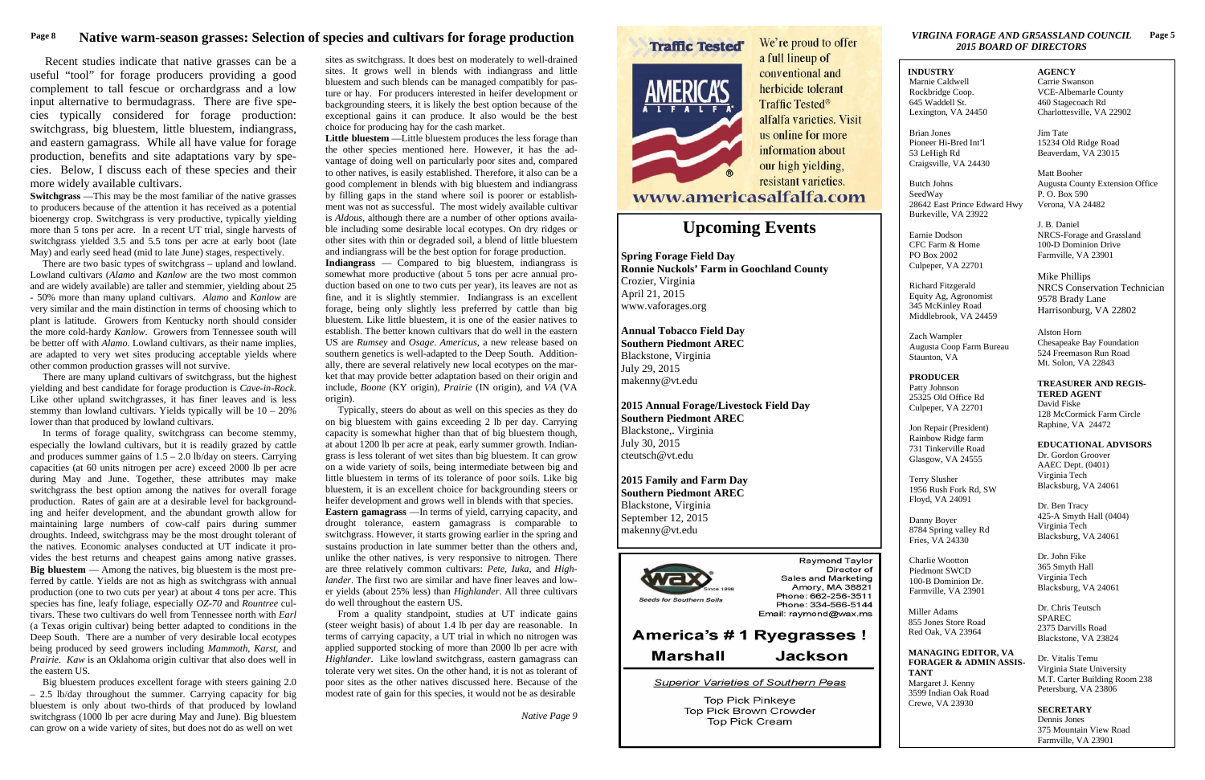# Native warm-season grasses: Selection of species and cultivars for forage production

Recent studies indicate that native grasses can be a useful "tool" for forage producers providing a good complement to tall fescue or orchardgrass and a low input alternative to bermudagrass. There are five species typically considered for forage production: switchgrass, big bluestem, little bluestem, indiangrass, and eastern gamagrass. While all have value for forage production, benefits and site adaptations vary by species. Below, I discuss each of these species and their more widely available cultivars.

**Switchgrass** —This may be the most familiar of the native grasses to producers because of the attention it has received as a potential bioenergy crop. Switchgrass is very productive, typically yielding more than 5 tons per acre. In a recent UT trial, single harvests of switchgrass yielded 3.5 and 5.5 tons per acre at early boot (late May) and early seed head (mid to late June) stages, respectively.

There are two basic types of switchgrass – upland and lowland. Lowland cultivars (*Alamo* and *Kanlow* are the two most common and are widely available) are taller and stemmier, yielding about 25 - 50% more than many upland cultivars. *Alamo* and *Kanlow* are very similar and the main distinction in terms of choosing which to plant is latitude. Growers from Kentucky north should consider the more cold-hardy *Kanlow*. Growers from Tennessee south will be better off with *Alamo*. Lowland cultivars, as their name implies, are adapted to very wet sites producing acceptable yields where other common production grasses will not survive.

There are many upland cultivars of switchgrass, but the highest yielding and best candidate for forage production is *Cave-in-Rock*. Like other upland switchgrasses, it has finer leaves and is less stemmy than lowland cultivars. Yields typically will be 10 – 20% lower than that produced by lowland cultivars.

In terms of forage quality, switchgrass can become stemmy, especially the lowland cultivars, but it is readily grazed by cattle and produces summer gains of 1.5 – 2.0 lb/day on steers. Carrying capacities (at 60 units nitrogen per acre) exceed 2000 lb per acre during May and June. Together, these attributes may make switchgrass the best option among the natives for overall forage production. Rates of gain are at a desirable level for backgrounding and heifer development, and the abundant growth allow for maintaining large numbers of cow-calf pairs during summer droughts. Indeed, switchgrass may be the most drought tolerant of the natives. Economic analyses conducted at UT indicate it provides the best returns and cheapest gains among native grasses.

**Big bluestem** — Among the natives, big bluestem is the most preferred by cattle. Yields are not as high as switchgrass with annual production (one to two cuts per year) at about 4 tons per acre. This species has fine, leafy foliage, especially *OZ-70* and *Rountree* cultivars. These two cultivars do well from Tennessee north with *Earl* (a Texas origin cultivar) being better adapted to conditions in the Deep South. There are a number of very desirable local ecotypes being produced by seed growers including *Mammoth*, *Karst*, and *Prairie*. *Kaw* is an Oklahoma origin cultivar that also does well in the eastern US.

Big bluestem produces excellent forage with steers gaining 2.0 – 2.5 lb/day throughout the summer. Carrying capacity for big bluestem is only about two-thirds of that produced by lowland switchgrass (1000 lb per acre during May and June). Big bluestem can grow on a wide variety of sites, but does not do as well on wet sites as switchgrass. It does best on moderately to well-drained sites. It grows well in blends with indiangrass and little bluestem and such blends can be managed compatibly for pasture or hay. For producers interested in heifer development or backgrounding steers, it is likely the best option because of the exceptional gains it can produce. It also would be the best choice for producing hay for the cash market.

**Little bluestem** —Little bluestem produces the less forage than the other species mentioned here. However, it has the advantage of doing well on particularly poor sites and, compared to other natives, is easily established. Therefore, it also can be a good complement in blends with big bluestem and indiangrass by filling gaps in the stand where soil is poorer or establishment was not as successful. The most widely available cultivar is *Aldous*, although there are a number of other options available including some desirable local ecotypes. On dry ridges or other sites with thin or degraded soil, a blend of little bluestem and indiangrass will be the best option for forage production.

**Indiangrass** — Compared to big bluestem, indiangrass is somewhat more productive (about 5 tons per acre annual production based on one to two cuts per year), its leaves are not as fine, and it is slightly stemmier. Indiangrass is an excellent forage, being only slightly less preferred by cattle than big bluestem. Like little bluestem, it is one of the easier natives to establish. The better known cultivars that do well in the eastern US are *Rumsey* and *Osage*. *Americus*, a new release based on southern genetics is well-adapted to the Deep South. Additionally, there are several relatively new local ecotypes on the market that may provide better adaptation based on their origin and include, *Boone* (KY origin), *Prairie* (IN origin), and *VA* (VA origin).

Typically, steers do about as well on this species as they do on big bluestem with gains exceeding 2 lb per day. Carrying capacity is somewhat higher than that of big bluestem though, at about 1200 lb per acre at peak, early summer growth. Indiangrass is less tolerant of wet sites than big bluestem. It can grow on a wide variety of soils, being intermediate between big and little bluestem in terms of its tolerance of poor soils. Like big bluestem, it is an excellent choice for backgrounding steers or heifer development and grows well in blends with that species.

**Eastern gamagrass** —In terms of yield, carrying capacity, and drought tolerance, eastern gamagrass is comparable to switchgrass. However, it starts growing earlier in the spring and sustains production in late summer better than the others and, unlike the other natives, is very responsive to nitrogen. There are three relatively common cultivars: *Pete*, *Iuka*, and *Highlander*. The first two are similar and have finer leaves and lower yields (about 25% less) than *Highlander*. All three cultivars do well throughout the eastern US.

From a quality standpoint, studies at UT indicate gains (steer weight basis) of about 1.4 lb per day are reasonable. In terms of carrying capacity, a UT trial in which no nitrogen was applied supported stocking of more than 2000 lb per acre with *Highlander*. Like lowland switchgrass, eastern gamagrass can tolerate very wet sites. On the other hand, it is not as tolerant of poor sites as the other natives discussed here. Because of the modest rate of gain for this species, it would not be as desirable

*Native Page 9*

---

**Traffic Tested**

AMERICA'S ALFALFA

We're proud to offer a full lineup of conventional and herbicide tolerant Traffic Tested® alfalfa varieties. Visit us online for more information about our high yielding, resistant varieties.

www.americasalfalfa.com

---

## Upcoming Events

**Spring Forage Field Day**
**Ronnie Nuckols' Farm in Goochland County**
Crozier, Virginia
April 21, 2015
www.vaforages.org

**Annual Tobacco Field Day**
**Southern Piedmont AREC**
Blackstone, Virginia
July 29, 2015
makenny@vt.edu

**2015 Annual Forage/Livestock Field Day**
**Southern Piedmont AREC**
Blackstone,. Virginia
July 30, 2015
cteutsch@vt.edu

**2015 Family and Farm Day**
**Southern Piedmont AREC**
Blackstone, Virginia
September 12, 2015
makenny@vt.edu

---

WAX Seeds for Southern Soils Since 1898

Raymond Taylor
Director of Sales and Marketing
Amory, MA 38821
Phone: 662-256-3511
Phone: 334-566-5144
Email: raymond@wax.ms

**America's # 1 Ryegrasses !**

**Marshall Jackson**

*Superior Varieties of Southern Peas*

Top Pick Pinkeye
Top Pick Brown Crowder
Top Pick Cream

---

## *VIRGINIA FORAGE AND GR5ASSLAND COUNCIL 2015 BOARD OF DIRECTORS*

**INDUSTRY**

Marnie Caldwell
Rockbridge Coop.
645 Waddell St.
Lexington, VA 24450

Brian Jones
Pioneer Hi-Bred Int'l
53 LeHigh Rd
Craigsville, VA 24430

Butch Johns
SeedWay
28642 East Prince Edward Hwy
Burkeville, VA 23922

Earnie Dodson
CFC Farm & Home
PO Box 2002
Culpeper, VA 22701

Richard Fitzgerald
Equity Ag, Agronomist
345 McKinley Road
Middlebrook, VA 24459

Zach Wampler
Augusta Coop Farm Bureau
Staunton, VA

**PRODUCER**

Patty Johnson
25325 Old Office Rd
Culpeper, VA 22701

Jon Repair (President)
Rainbow Ridge farm
731 Tinkerville Road
Glasgow, VA 24555

Terry Slusher
1956 Rush Fork Rd, SW
Floyd, VA 24091

Danny Boyer
8784 Spring valley Rd
Fries, VA 24330

Charlie Wootton
Piedmont SWCD
100-B Dominion Dr.
Farmville, VA 23901

Miller Adams
855 Jones Store Road
Red Oak, VA 23964

**MANAGING EDITOR, VA FORAGER & ADMIN ASSISTANT**

Margaret J. Kenny
3599 Indian Oak Road
Crewe, VA 23930

**AGENCY**

Carrie Swanson
VCE-Albemarle County
460 Stagecoach Rd
Charlottesville, VA 22902

Jim Tate
15234 Old Ridge Road
Beaverdam, VA 23015

Matt Booher
Augusta County Extension Office
P. O. Box 590
Verona, VA 24482

J. B. Daniel
NRCS-Forage and Grassland
100-D Dominion Drive
Farmville, VA 23901

Mike Phillips
NRCS Conservation Technician
9578 Brady Lane
Harrisonburg, VA 22802

Alston Horn
Chesapeake Bay Foundation
524 Freemason Run Road
Mt. Solon, VA 22843

**TREASURER AND REGISTERED AGENT**

David Fiske
128 McCormick Farm Circle
Raphine, VA 24472

**EDUCATIONAL ADVISORS**

Dr. Gordon Groover
AAEC Dept. (0401)
Virginia Tech
Blacksburg, VA 24061

Dr. Ben Tracy
425-A Smyth Hall (0404)
Virginia Tech
Blacksburg, VA 24061

Dr. John Fike
365 Smyth Hall
Virginia Tech
Blacksburg, VA 24061

Dr. Chris Teutsch
SPAREC
2375 Darvills Road
Blackstone, VA 23824

Dr. Vitalis Temu
Virginia State University
M.T. Carter Building Room 238
Petersburg, VA 23806

**SECRETARY**

Dennis Jones
375 Mountain View Road
Farmville, VA 23901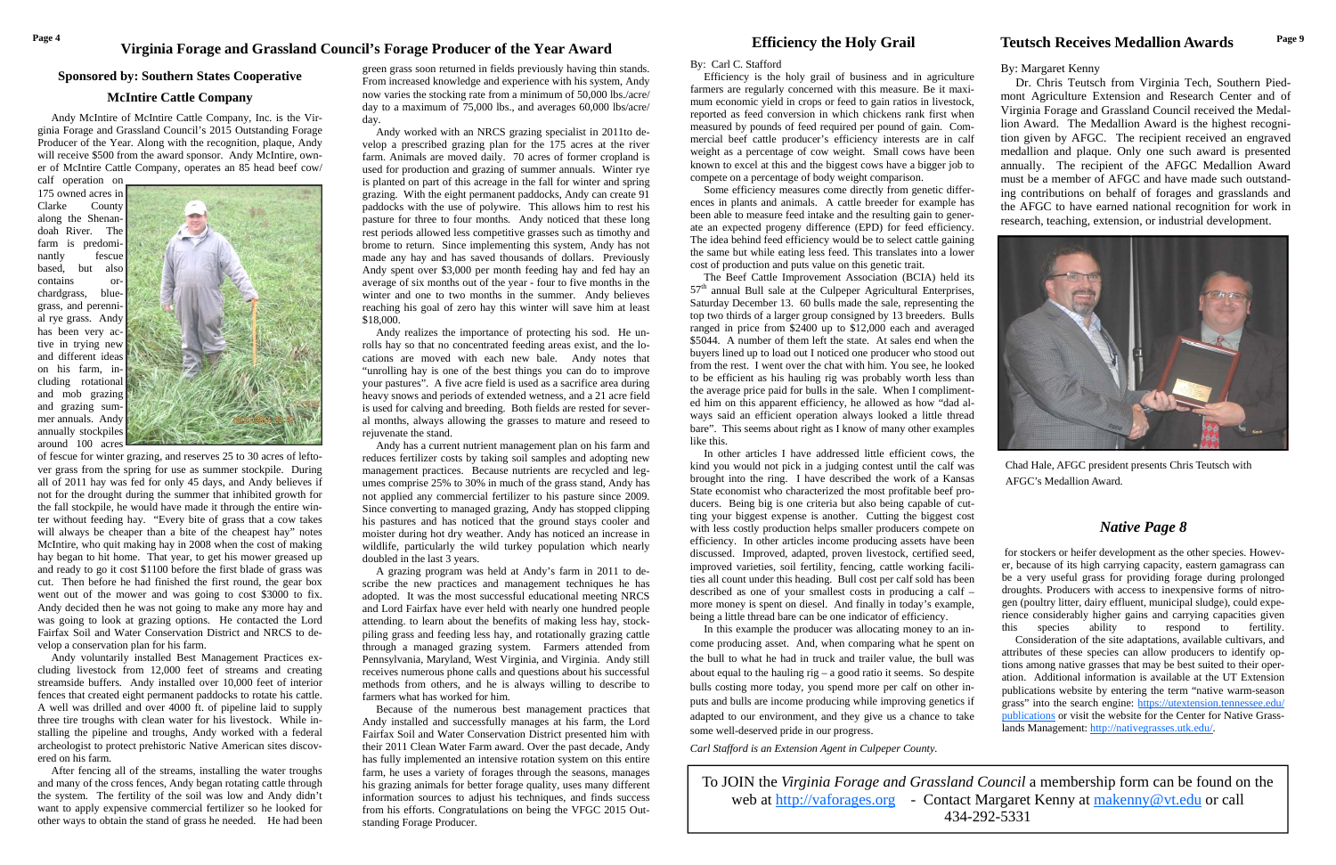# Virginia Forage and Grassland Council's Forage Producer of the Year Award

### Sponsored by: Southern States Cooperative

### McIntire Cattle Company

Andy McIntire of McIntire Cattle Company, Inc. is the Virginia Forage and Grassland Council's 2015 Outstanding Forage Producer of the Year. Along with the recognition, plaque, Andy will receive $500 from the award sponsor. Andy McIntire, owner of McIntire Cattle Company, operates an 85 head beef cow/calf operation on 175 owned acres in Clarke County along the Shenandoah River. The farm is predominantly fescue based, but also contains orchardgrass, bluegrass, and perennial rye grass. Andy has been very active in trying new and different ideas on his farm, including rotational and mob grazing and grazing summer annuals. Andy annually stockpiles around 100 acres of fescue for winter grazing, and reserves 25 to 30 acres of leftover grass from the spring for use as summer stockpile. During all of 2011 hay was fed for only 45 days, and Andy believes if not for the drought during the summer that inhibited growth for the fall stockpile, he would have made it through the entire winter without feeding hay. "Every bite of grass that a cow takes will always be cheaper than a bite of the cheapest hay" notes McIntire, who quit making hay in 2008 when the cost of making hay began to hit home. That year, to get his mower greased up and ready to go it cost $1100 before the first blade of grass was cut. Then before he had finished the first round, the gear box went out of the mower and was going to cost $3000 to fix. Andy decided then he was not going to make any more hay and was going to look at grazing options. He contacted the Lord Fairfax Soil and Water Conservation District and NRCS to develop a conservation plan for his farm.

Andy voluntarily installed Best Management Practices excluding livestock from 12,000 feet of streams and creating streamside buffers. Andy installed over 10,000 feet of interior fences that created eight permanent paddocks to rotate his cattle. A well was drilled and over 4000 ft. of pipeline laid to supply three tire troughs with clean water for his livestock. While installing the pipeline and troughs, Andy worked with a federal archeologist to protect prehistoric Native American sites discovered on his farm.

After fencing all of the streams, installing the water troughs and many of the cross fences, Andy began rotating cattle through the system. The fertility of the soil was low and Andy didn't want to apply expensive commercial fertilizer so he looked for other ways to obtain the stand of grass he needed. He had been green grass soon returned in fields previously having thin stands. From increased knowledge and experience with his system, Andy now varies the stocking rate from a minimum of 50,000 lbs./acre/day to a maximum of 75,000 lbs., and averages 60,000 lbs/acre/day.

Andy worked with an NRCS grazing specialist in 2011to develop a prescribed grazing plan for the 175 acres at the river farm. Animals are moved daily. 70 acres of former cropland is used for production and grazing of summer annuals. Winter rye is planted on part of this acreage in the fall for winter and spring grazing. With the eight permanent paddocks, Andy can create 91 paddocks with the use of polywire. This allows him to rest his pasture for three to four months. Andy noticed that these long rest periods allowed less competitive grasses such as timothy and brome to return. Since implementing this system, Andy has not made any hay and has saved thousands of dollars. Previously Andy spent over $3,000 per month feeding hay and fed hay an average of six months out of the year - four to five months in the winter and one to two months in the summer. Andy believes reaching his goal of zero hay this winter will save him at least $18,000.

Andy realizes the importance of protecting his sod. He unrolls hay so that no concentrated feeding areas exist, and the locations are moved with each new bale. Andy notes that "unrolling hay is one of the best things you can do to improve your pastures". A five acre field is used as a sacrifice area during heavy snows and periods of extended wetness, and a 21 acre field is used for calving and breeding. Both fields are rested for several months, always allowing the grasses to mature and reseed to rejuvenate the stand.

Andy has a current nutrient management plan on his farm and reduces fertilizer costs by taking soil samples and adopting new management practices. Because nutrients are recycled and legumes comprise 25% to 30% in much of the grass stand, Andy has not applied any commercial fertilizer to his pasture since 2009. Since converting to managed grazing, Andy has stopped clipping his pastures and has noticed that the ground stays cooler and moister during hot dry weather. Andy has noticed an increase in wildlife, particularly the wild turkey population which nearly doubled in the last 3 years.

A grazing program was held at Andy's farm in 2011 to describe the new practices and management techniques he has adopted. It was the most successful educational meeting NRCS and Lord Fairfax have ever held with nearly one hundred people attending. to learn about the benefits of making less hay, stockpiling grass and feeding less hay, and rotationally grazing cattle through a managed grazing system. Farmers attended from Pennsylvania, Maryland, West Virginia, and Virginia. Andy still receives numerous phone calls and questions about his successful methods from others, and he is always willing to describe to farmers what has worked for him.

Because of the numerous best management practices that Andy installed and successfully manages at his farm, the Lord Fairfax Soil and Water Conservation District presented him with their 2011 Clean Water Farm award. Over the past decade, Andy has fully implemented an intensive rotation system on this entire farm, he uses a variety of forages through the seasons, manages his grazing animals for better forage quality, uses many different information sources to adjust his techniques, and finds success from his efforts. Congratulations on being the VFGC 2015 Outstanding Forage Producer.

# Efficiency the Holy Grail

By: Carl C. Stafford

Efficiency is the holy grail of business and in agriculture farmers are regularly concerned with this measure. Be it maximum economic yield in crops or feed to gain ratios in livestock, reported as feed conversion in which chickens rank first when measured by pounds of feed required per pound of gain. Commercial beef cattle producer's efficiency interests are in calf weight as a percentage of cow weight. Small cows have been known to excel at this and the biggest cows have a bigger job to compete on a percentage of body weight comparison.

Some efficiency measures come directly from genetic differences in plants and animals. A cattle breeder for example has been able to measure feed intake and the resulting gain to generate an expected progeny difference (EPD) for feed efficiency. The idea behind feed efficiency would be to select cattle gaining the same but while eating less feed. This translates into a lower cost of production and puts value on this genetic trait.

The Beef Cattle Improvement Association (BCIA) held its 57th annual Bull sale at the Culpeper Agricultural Enterprises, Saturday December 13. 60 bulls made the sale, representing the top two thirds of a larger group consigned by 13 breeders. Bulls ranged in price from $2400 up to $12,000 each and averaged $5044. A number of them left the state. At sales end when the buyers lined up to load out I noticed one producer who stood out from the rest. I went over the chat with him. You see, he looked to be efficient as his hauling rig was probably worth less than the average price paid for bulls in the sale. When I complimented him on this apparent efficiency, he allowed as how "dad always said an efficient operation always looked a little thread bare". This seems about right as I know of many other examples like this.

In other articles I have addressed little efficient cows, the kind you would not pick in a judging contest until the calf was brought into the ring. I have described the work of a Kansas State economist who characterized the most profitable beef producers. Being big is one criteria but also being capable of cutting your biggest expense is another. Cutting the biggest cost with less costly production helps smaller producers compete on efficiency. In other articles income producing assets have been discussed. Improved, adapted, proven livestock, certified seed, improved varieties, soil fertility, fencing, cattle working facilities all count under this heading. Bull cost per calf sold has been described as one of your smallest costs in producing a calf – more money is spent on diesel. And finally in today's example, being a little thread bare can be one indicator of efficiency.

In this example the producer was allocating money to an income producing asset. And, when comparing what he spent on the bull to what he had in truck and trailer value, the bull was about equal to the hauling rig – a good ratio it seems. So despite bulls costing more today, you spend more per calf on other inputs and bulls are income producing while improving genetics if adapted to our environment, and they give us a chance to take some well-deserved pride in our progress.

*Carl Stafford is an Extension Agent in Culpeper County.*

# Teutsch Receives Medallion Awards

By: Margaret Kenny

Dr. Chris Teutsch from Virginia Tech, Southern Piedmont Agriculture Extension and Research Center and of Virginia Forage and Grassland Council received the Medallion Award. The Medallion Award is the highest recognition given by AFGC. The recipient received an engraved medallion and plaque. Only one such award is presented annually. The recipient of the AFGC Medallion Award must be a member of AFGC and have made such outstanding contributions on behalf of forages and grasslands and the AFGC to have earned national recognition for work in research, teaching, extension, or industrial development.

Chad Hale, AFGC president presents Chris Teutsch with AFGC's Medallion Award.

## *Native Page 8*

for stockers or heifer development as the other species. However, because of its high carrying capacity, eastern gamagrass can be a very useful grass for providing forage during prolonged droughts. Producers with access to inexpensive forms of nitrogen (poultry litter, dairy effluent, municipal sludge), could experience considerably higher gains and carrying capacities given this species ability to respond to fertility.

Consideration of the site adaptations, available cultivars, and attributes of these species can allow producers to identify options among native grasses that may be best suited to their operation. Additional information is available at the UT Extension publications website by entering the term "native warm-season grass" into the search engine: https://utextension.tennessee.edu/publications or visit the website for the Center for Native Grasslands Management: http://nativegrasses.utk.edu/.

To JOIN the *Virginia Forage and Grassland Council* a membership form can be found on the web at http://vaforages.org - Contact Margaret Kenny at makenny@vt.edu or call 434-292-5331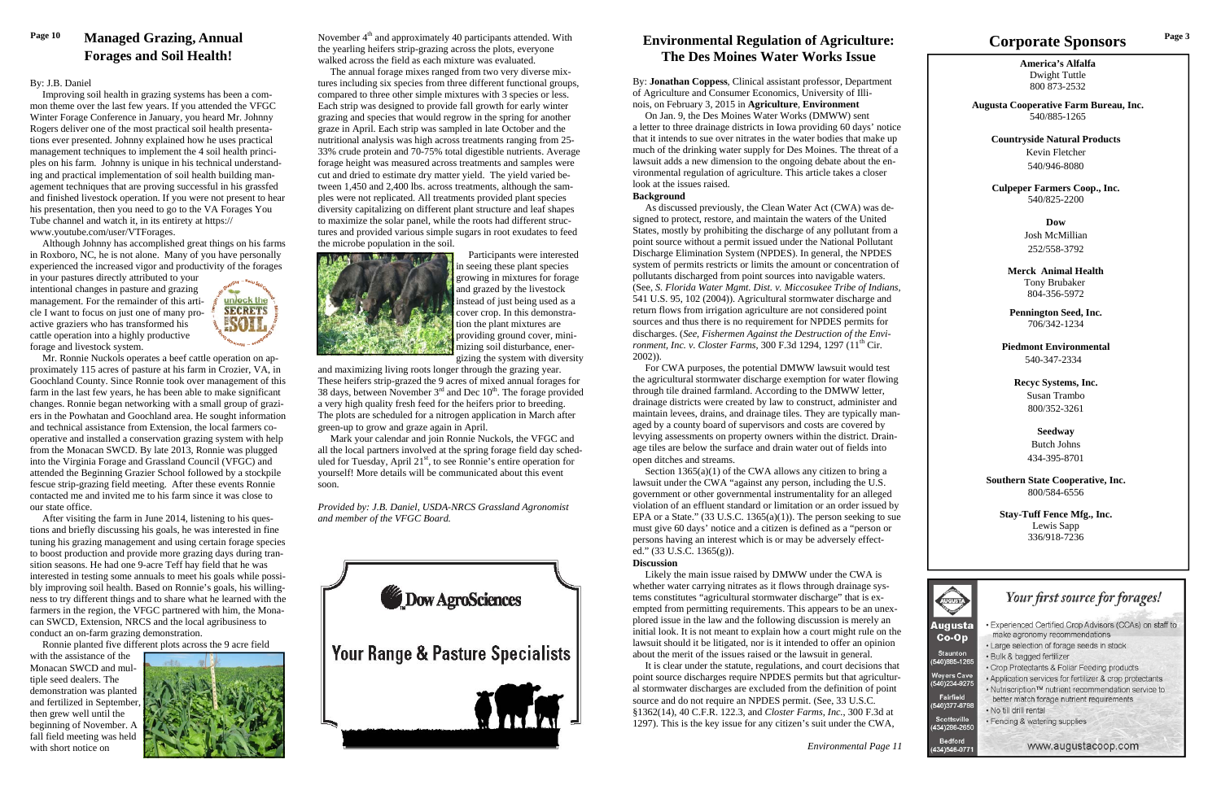# Managed Grazing, Annual Forages and Soil Health!

By: J.B. Daniel

Improving soil health in grazing systems has been a common theme over the last few years. If you attended the VFGC Winter Forage Conference in January, you heard Mr. Johnny Rogers deliver one of the most practical soil health presentations ever presented. Johnny explained how he uses practical management techniques to implement the 4 soil health principles on his farm. Johnny is unique in his technical understanding and practical implementation of soil health building management techniques that are proving successful in his grassfed and finished livestock operation. If you were not present to hear his presentation, then you need to go to the VA Forages You Tube channel and watch it, in its entirety at https://www.youtube.com/user/VTForages.

Although Johnny has accomplished great things on his farms in Roxboro, NC, he is not alone. Many of you have personally experienced the increased vigor and productivity of the forages in your pastures directly attributed to your intentional changes in pasture and grazing management. For the remainder of this article I want to focus on just one of many proactive graziers who has transformed his cattle operation into a highly productive forage and livestock system.

Mr. Ronnie Nuckols operates a beef cattle operation on approximately 115 acres of pasture at his farm in Crozier, VA, in Goochland County. Since Ronnie took over management of this farm in the last few years, he has been able to make significant changes. Ronnie began networking with a small group of graziers in the Powhatan and Goochland area. He sought information and technical assistance from Extension, the local farmers cooperative and installed a conservation grazing system with help from the Monacan SWCD. By late 2013, Ronnie was plugged into the Virginia Forage and Grassland Council (VFGC) and attended the Beginning Grazier School followed by a stockpile fescue strip-grazing field meeting. After these events Ronnie contacted me and invited me to his farm since it was close to our state office.

After visiting the farm in June 2014, listening to his questions and briefly discussing his goals, he was interested in fine tuning his grazing management and using certain forage species to boost production and provide more grazing days during transition seasons. He had one 9-acre Teff hay field that he was interested in testing some annuals to meet his goals while possibly improving soil health. Based on Ronnie's goals, his willingness to try different things and to share what he learned with the farmers in the region, the VFGC partnered with him, the Monacan SWCD, Extension, NRCS and the local agribusiness to conduct an on-farm grazing demonstration.

Ronnie planted five different plots across the 9 acre field with the assistance of the Monacan SWCD and multiple seed dealers. The demonstration was planted and fertilized in September, then grew well until the beginning of November. A fall field meeting was held with short notice on November 4th and approximately 40 participants attended. With the yearling heifers strip-grazing across the plots, everyone walked across the field as each mixture was evaluated.

The annual forage mixes ranged from two very diverse mixtures including six species from three different functional groups, compared to three other simple mixtures with 3 species or less. Each strip was designed to provide fall growth for early winter grazing and species that would regrow in the spring for another graze in April. Each strip was sampled in late October and the nutritional analysis was high across treatments ranging from 25-33% crude protein and 70-75% total digestible nutrients. Average forage height was measured across treatments and samples were cut and dried to estimate dry matter yield. The yield varied between 1,450 and 2,400 lbs. across treatments, although the samples were not replicated. All treatments provided plant species diversity capitalizing on different plant structure and leaf shapes to maximize the solar panel, while the roots had different structures and provided various simple sugars in root exudates to feed the microbe population in the soil.

Participants were interested in seeing these plant species growing in mixtures for forage and grazed by the livestock instead of just being used as a cover crop. In this demonstration the plant mixtures are providing ground cover, minimizing soil disturbance, energizing the system with diversity and maximizing living roots longer through the grazing year. These heifers strip-grazed the 9 acres of mixed annual forages for 38 days, between November 3rd and Dec 10th. The forage provided a very high quality fresh feed for the heifers prior to breeding. The plots are scheduled for a nitrogen application in March after green-up to grow and graze again in April.

Mark your calendar and join Ronnie Nuckols, the VFGC and all the local partners involved at the spring forage field day scheduled for Tuesday, April 21st, to see Ronnie's entire operation for yourself! More details will be communicated about this event soon.

*Provided by: J.B. Daniel, USDA-NRCS Grassland Agronomist and member of the VFGC Board.*

Dow AgroSciences

Your Range & Pasture Specialists

# Environmental Regulation of Agriculture: The Des Moines Water Works Issue

By: **Jonathan Coppess**, Clinical assistant professor, Department of Agriculture and Consumer Economics, University of Illinois, on February 3, 2015 in **Agriculture**, **Environment**

On Jan. 9, the Des Moines Water Works (DMWW) sent a letter to three drainage districts in Iowa providing 60 days' notice that it intends to sue over nitrates in the water bodies that make up much of the drinking water supply for Des Moines. The threat of a lawsuit adds a new dimension to the ongoing debate about the environmental regulation of agriculture. This article takes a closer look at the issues raised.

**Background**

As discussed previously, the Clean Water Act (CWA) was designed to protect, restore, and maintain the waters of the United States, mostly by prohibiting the discharge of any pollutant from a point source without a permit issued under the National Pollutant Discharge Elimination System (NPDES). In general, the NPDES system of permits restricts or limits the amount or concentration of pollutants discharged from point sources into navigable waters. (See, *S. Florida Water Mgmt. Dist. v. Miccosukee Tribe of Indians*, 541 U.S. 95, 102 (2004)). Agricultural stormwater discharge and return flows from irrigation agriculture are not considered point sources and thus there is no requirement for NPDES permits for discharges. (*See, Fishermen Against the Destruction of the Environment, Inc. v. Closter Farms*, 300 F.3d 1294, 1297 (11th Cir. 2002)).

For CWA purposes, the potential DMWW lawsuit would test the agricultural stormwater discharge exemption for water flowing through tile drained farmland. According to the DMWW letter, drainage districts were created by law to construct, administer and maintain levees, drains, and drainage tiles. They are typically managed by a county board of supervisors and costs are covered by levying assessments on property owners within the district. Drainage tiles are below the surface and drain water out of fields into open ditches and streams.

Section 1365(a)(1) of the CWA allows any citizen to bring a lawsuit under the CWA "against any person, including the U.S. government or other governmental instrumentality for an alleged violation of an effluent standard or limitation or an order issued by EPA or a State." (33 U.S.C. 1365(a)(1)). The person seeking to sue must give 60 days' notice and a citizen is defined as a "person or persons having an interest which is or may be adversely effected." (33 U.S.C. 1365(g)).

**Discussion**

Likely the main issue raised by DMWW under the CWA is whether water carrying nitrates as it flows through drainage systems constitutes "agricultural stormwater discharge" that is exempted from permitting requirements. This appears to be an unexplored issue in the law and the following discussion is merely an initial look. It is not meant to explain how a court might rule on the lawsuit should it be litigated, nor is it intended to offer an opinion about the merit of the issues raised or the lawsuit in general.

It is clear under the statute, regulations, and court decisions that point source discharges require NPDES permits but that agricultural stormwater discharges are excluded from the definition of point source and do not require an NPDES permit. (See, 33 U.S.C. §1362(14), 40 C.F.R. 122.3, and *Closter Farms, Inc.*, 300 F.3d at 1297). This is the key issue for any citizen's suit under the CWA,

*Environmental Page 11*

# Corporate Sponsors

**America's Alfalfa**
Dwight Tuttle
800 873-2532

**Augusta Cooperative Farm Bureau, Inc.**
540/885-1265

**Countryside Natural Products**
Kevin Fletcher
540/946-8080

**Culpeper Farmers Coop., Inc.**
540/825-2200

**Dow**
Josh McMillian
252/558-3792

**Merck Animal Health**
Tony Brubaker
804-356-5972

**Pennington Seed, Inc.**
706/342-1234

**Piedmont Environmental**
540-347-2334

**Recyc Systems, Inc.**
Susan Trambo
800/352-3261

**Seedway**
Butch Johns
434-395-8701

**Southern State Cooperative, Inc.**
800/584-6556

**Stay-Tuff Fence Mfg., Inc.**
Lewis Sapp
336/918-7236

**Augusta Co-op** — *Your first source for forages!*

- Experienced Certified Crop Advisors (CCAs) on staff to make agronomy recommendations
- Large selection of forage seeds in stock
- Bulk & bagged fertilizer
- Crop Protectants & Foliar Feeding products
- Application services for fertilizer & crop protectants
- Nutriscription™ nutrient recommendation service to better match forage nutrient requirements
- No till drill rental
- Fencing & watering supplies

Staunton (540)885-1265
Weyers Cave (540)234-9275
Fairfield (540)377-8798
Scottsville (434)286-2650
Bedford (434)546-0771

www.augustacoop.com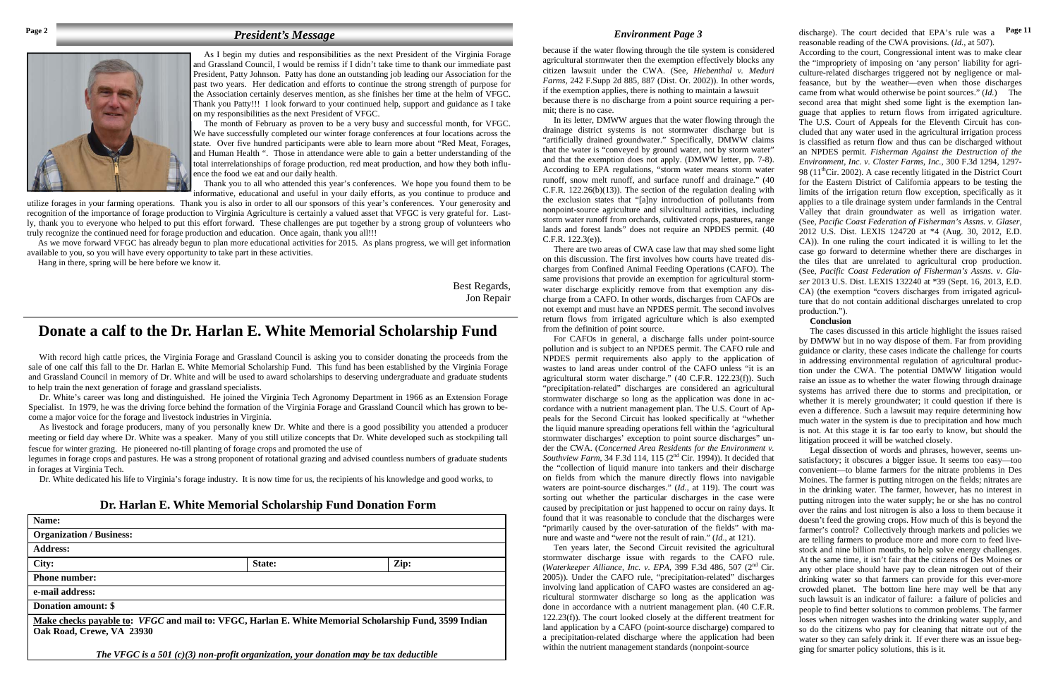## *President's Message*

As I begin my duties and responsibilities as the next President of the Virginia Forage and Grassland Council, I would be remiss if I didn't take time to thank our immediate past President, Patty Johnson. Patty has done an outstanding job leading our Association for the past two years. Her dedication and efforts to continue the strong strength of purpose for the Association certainly deserves mention, as she finishes her time at the helm of VFGC. Thank you Patty!!! I look forward to your continued help, support and guidance as I take on my responsibilities as the next President of VFGC.

The month of February as proven to be a very busy and successful month, for VFGC. We have successfully completed our winter forage conferences at four locations across the state. Over five hundred participants were able to learn more about "Red Meat, Forages, and Human Health ". Those in attendance were able to gain a better understanding of the total interrelationships of forage production, red meat production, and how they both influence the food we eat and our daily health.

Thank you to all who attended this year's conferences. We hope you found them to be informative, educational and useful in your daily efforts, as you continue to produce and utilize forages in your farming operations. Thank you is also in order to all our sponsors of this year's conferences. Your generosity and recognition of the importance of forage production to Virginia Agriculture is certainly a valued asset that VFGC is very grateful for. Lastly, thank you to everyone who helped to put this effort forward. These challenges are put together by a strong group of volunteers who truly recognize the continued need for forage production and education. Once again, thank you all!!!

As we move forward VFGC has already begun to plan more educational activities for 2015. As plans progress, we will get information available to you, so you will have every opportunity to take part in these activities.

Hang in there, spring will be here before we know it.

Best Regards,
Jon Repair

# Donate a calf to the Dr. Harlan E. White Memorial Scholarship Fund

With record high cattle prices, the Virginia Forage and Grassland Council is asking you to consider donating the proceeds from the sale of one calf this fall to the Dr. Harlan E. White Memorial Scholarship Fund. This fund has been established by the Virginia Forage and Grassland Council in memory of Dr. White and will be used to award scholarships to deserving undergraduate and graduate students to help train the next generation of forage and grassland specialists.

Dr. White's career was long and distinguished. He joined the Virginia Tech Agronomy Department in 1966 as an Extension Forage Specialist. In 1979, he was the driving force behind the formation of the Virginia Forage and Grassland Council which has grown to become a major voice for the forage and livestock industries in Virginia.

As livestock and forage producers, many of you personally knew Dr. White and there is a good possibility you attended a producer meeting or field day where Dr. White was a speaker. Many of you still utilize concepts that Dr. White developed such as stockpiling tall fescue for winter grazing. He pioneered no-till planting of forage crops and promoted the use of legumes in forage crops and pastures. He was a strong proponent of rotational grazing and advised countless numbers of graduate students in forages at Virginia Tech.

Dr. White dedicated his life to Virginia's forage industry. It is now time for us, the recipients of his knowledge and good works, to

### Dr. Harlan E. White Memorial Scholarship Fund Donation Form

| Name: | | |
|---|---|---|
| Organization / Business: | | |
| Address: | | |
| City: | State: | Zip: |
| Phone number: | | |
| e-mail address: | | |
| Donation amount: $ | | |

**Make checks payable to:** *VFGC* **and mail to: VFGC, Harlan E. White Memorial Scholarship Fund, 3599 Indian Oak Road, Crewe, VA 23930**

***The VFGC is a 501 (c)(3) non-profit organization, your donation may be tax deductible***

## *Environment Page 3*

because if the water flowing through the tile system is considered agricultural stormwater then the exemption effectively blocks any citizen lawsuit under the CWA. (See, *Hiebenthal v. Meduri Farms*, 242 F.Supp 2d 885, 887 (Dist. Or. 2002)). In other words, if the exemption applies, there is nothing to maintain a lawsuit because there is no discharge from a point source requiring a permit; there is no case.

In its letter, DMWW argues that the water flowing through the drainage district systems is not stormwater discharge but is "artificially drained groundwater." Specifically, DMWW claims that the water is "conveyed by ground water, not by storm water" and that the exemption does not apply. (DMWW letter, pp. 7-8). According to EPA regulations, "storm water means storm water runoff, snow melt runoff, and surface runoff and drainage." (40 C.F.R. 122.26(b)(13)). The section of the regulation dealing with the exclusion states that "[a]ny introduction of pollutants from nonpoint-source agriculture and silvicultural activities, including storm water runoff from orchards, cultivated crops, pastures, range lands and forest lands" does not require an NPDES permit. (40 C.F.R. 122.3(e)).

There are two areas of CWA case law that may shed some light on this discussion. The first involves how courts have treated discharges from Confined Animal Feeding Operations (CAFO). The same provisions that provide an exemption for agricultural stormwater discharge explicitly remove from that exemption any discharge from a CAFO. In other words, discharges from CAFOs are not exempt and must have an NPDES permit. The second involves return flows from irrigated agriculture which is also exempted from the definition of point source.

For CAFOs in general, a discharge falls under point-source pollution and is subject to an NPDES permit. The CAFO rule and NPDES permit requirements also apply to the application of wastes to land areas under control of the CAFO unless "it is an agricultural storm water discharge." (40 C.F.R. 122.23(f)). Such "precipitation-related" discharges are considered an agricultural stormwater discharge so long as the application was done in accordance with a nutrient management plan. The U.S. Court of Appeals for the Second Circuit has looked specifically at "whether the liquid manure spreading operations fell within the 'agricultural stormwater discharges' exception to point source discharges" under the CWA. (*Concerned Area Residents for the Environment v. Southview Farm*, 34 F.3d 114, 115 (2[nd] Cir. 1994)). It decided that the "collection of liquid manure into tankers and their discharge on fields from which the manure directly flows into navigable waters are point-source discharges." (*Id.*, at 119). The court was sorting out whether the particular discharges in the case were caused by precipitation or just happened to occur on rainy days. It found that it was reasonable to conclude that the discharges were "primarily caused by the over-saturation of the fields" with manure and waste and "were not the result of rain." (*Id*., at 121).

Ten years later, the Second Circuit revisited the agricultural stormwater discharge issue with regards to the CAFO rule. (*Waterkeeper Alliance, Inc. v. EPA*, 399 F.3d 486, 507 (2[nd] Cir. 2005)). Under the CAFO rule, "precipitation-related" discharges involving land application of CAFO wastes are considered an agricultural stormwater discharge so long as the application was done in accordance with a nutrient management plan. (40 C.F.R. 122.23(f)). The court looked closely at the different treatment for land application by a CAFO (point-source discharge) compared to a precipitation-related discharge where the application had been within the nutrient management standards (nonpoint-source discharge). The court decided that EPA's rule was a reasonable reading of the CWA provisions. (*Id.*, at 507).

According to the court, Congressional intent was to make clear the "impropriety of imposing on 'any person' liability for agriculture-related discharges triggered not by negligence or malfeasance, but by the weather—even when those discharges came from what would otherwise be point sources." (*Id.*) The second area that might shed some light is the exemption language that applies to return flows from irrigated agriculture. The U.S. Court of Appeals for the Eleventh Circuit has concluded that any water used in the agricultural irrigation process is classified as return flow and thus can be discharged without an NPDES permit. *Fisherman Against the Destruction of the Environment, Inc. v. Closter Farms, Inc.*, 300 F.3d 1294, 1297-98 (11[th]Cir. 2002). A case recently litigated in the District Court for the Eastern District of California appears to be testing the limits of the irrigation return flow exception, specifically as it applies to a tile drainage system under farmlands in the Central Valley that drain groundwater as well as irrigation water. (See, *Pacific Coast Federation of Fisherman's Assns. v. Glaser*, 2012 U.S. Dist. LEXIS 124720 at *4 (Aug. 30, 2012, E.D. CA)). In one ruling the court indicated it is willing to let the case go forward to determine whether there are discharges in the tiles that are unrelated to agricultural crop production. (See, *Pacific Coast Federation of Fisherman's Assns. v. Glaser* 2013 U.S. Dist. LEXIS 132240 at *39 (Sept. 16, 2013, E.D. CA) (the exemption "covers discharges from irrigated agriculture that do not contain additional discharges unrelated to crop production.").

**Conclusion**

The cases discussed in this article highlight the issues raised by DMWW but in no way dispose of them. Far from providing guidance or clarity, these cases indicate the challenge for courts in addressing environmental regulation of agricultural production under the CWA. The potential DMWW litigation would raise an issue as to whether the water flowing through drainage systems has arrived there due to storms and precipitation, or whether it is merely groundwater; it could question if there is even a difference. Such a lawsuit may require determining how much water in the system is due to precipitation and how much is not. At this stage it is far too early to know, but should the litigation proceed it will be watched closely.

Legal dissection of words and phrases, however, seems unsatisfactory; it obscures a bigger issue. It seems too easy—too convenient—to blame farmers for the nitrate problems in Des Moines. The farmer is putting nitrogen on the fields; nitrates are in the drinking water. The farmer, however, has no interest in putting nitrogen into the water supply; he or she has no control over the rains and lost nitrogen is also a loss to them because it doesn't feed the growing crops. How much of this is beyond the farmer's control? Collectively through markets and policies we are telling farmers to produce more and more corn to feed livestock and nine billion mouths, to help solve energy challenges. At the same time, it isn't fair that the citizens of Des Moines or any other place should have pay to clean nitrogen out of their drinking water so that farmers can provide for this ever-more crowded planet. The bottom line here may well be that any such lawsuit is an indicator of failure: a failure of policies and people to find better solutions to common problems. The farmer loses when nitrogen washes into the drinking water supply, and so do the citizens who pay for cleaning that nitrate out of the water so they can safely drink it. If ever there was an issue begging for smarter policy solutions, this is it.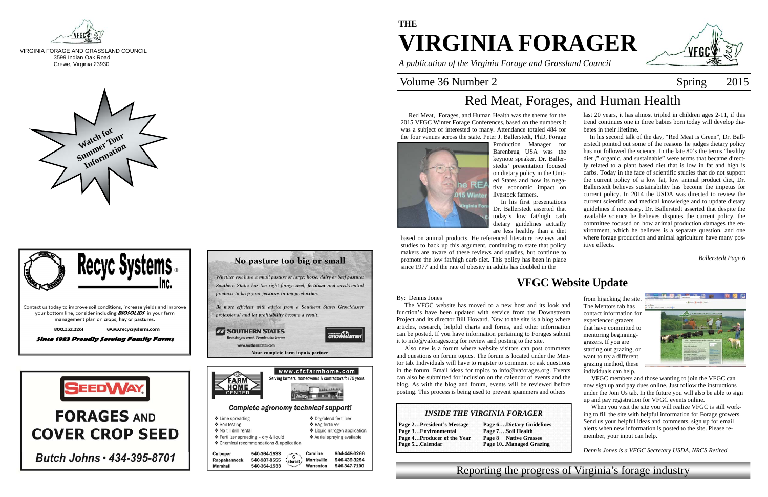VIRGINIA FORAGE AND GRASSLAND COUNCIL
3599 Indian Oak Road
Crewe, Virginia 23930

Watch for Summer Tour Information

**Recyc Systems** Inc.

Contact us today to improve soil conditions, increase yields and improve your bottom line, consider including *BIOSOLIDS* in your farm management plan on crops, hay or pastures.

800.352.3261 www.recycsystems.com

*Since 1983 Proudly Serving Family Farms*

**No pasture too big or small**

*Whether you have a small pasture or large; horse, dairy or beef pasture; Southern States has the right forage seed, fertilizer and weed-control products to keep your pastures in top production.*

*Be more efficient with advice from a Southern States GrowMaster professional and let profitability become a result.*

SOUTHERN STATES
Brands you trust. People who know.
www.southernstates.com
Your complete farm inputs partner

SEEDWAY

**FORAGES AND COVER CROP SEED**

*Butch Johns • 434-395-8701*

FARM HOME CENTER

www.cfcfarmhome.com
Serving farmers, homeowners & contractors for 75 years

**Complete agronomy technical support!**

- Lime spreading
- Soil testing
- No till drill rental
- Fertilizer spreading - dry & liquid
- Chemical recommendations & application
- Dry/blend fertilizer
- Bag fertilizer
- Liquid nitrogen application
- Aerial spraying available

| | | | | |
|---|---|---|---|---|
| Culpeper | 540-364-1533 | 6 stores! | Caroline | 804-448-0266 |
| Rappahannock | 540-987-8555 | | Morrisville | 540-439-3254 |
| Marshall | 540-364-1533 | | Warrenton | 540-347-7100 |

# THE VIRGINIA FORAGER

*A publication of the Virginia Forage and Grassland Council*

Volume 36 Number 2 — Spring 2015

## Red Meat, Forages, and Human Health

Red Meat, Forages, and Human Health was the theme for the 2015 VFGC Winter Forage Conferences, based on the numbers it was a subject of interested to many. Attendance totaled 484 for the four venues across the state. Peter J. Ballerstedt, PhD, Forage Production Manager for Barenbrug USA was the keynote speaker. Dr. Ballerstedts' presentation focused on dietary policy in the United States and how its negative economic impact on livestock farmers.

In his first presentations Dr. Ballerstedt asserted that today's low fat/high carb dietary guidelines actually are less healthy than a diet based on animal products. He referenced literature reviews and studies to back up this argument, continuing to state that policy makers are aware of these reviews and studies, but continue to promote the low fat/high carb diet. This policy has been in place since 1977 and the rate of obesity in adults has doubled in the last 20 years, it has almost tripled in children ages 2-11, if this trend continues one in three babies born today will develop diabetes in their lifetime.

In his second talk of the day, "Red Meat is Green", Dr. Ballerstedt pointed out some of the reasons he judges dietary policy has not followed the science. In the late 80's the terms "healthy diet ," organic, and sustainable" were terms that became directly related to a plant based diet that is low in fat and high is carbs. Today in the face of scientific studies that do not support the current policy of a low fat, low animal product diet, Dr. Ballerstedt believes sustainability has become the impetus for current policy. In 2014 the USDA was directed to review the current scientific and medical knowledge and to update dietary guidelines if necessary. Dr. Ballerstedt asserted that despite the available science he believes disputes the current policy, the committee focused on how animal production damages the environment, which he believes is a separate question, and one where forage production and animal agriculture have many positive effects.

*Ballerstedt Page 6*

## VFGC Website Update

By: Dennis Jones

The VFGC website has moved to a new host and its look and function's have been updated with service from the Downstream Project and its director Bill Howard. New to the site is a blog where articles, research, helpful charts and forms, and other information can be posted. If you have information pertaining to Forages submit it to info@vaforages.org for review and posting to the site.

Also new is a forum where website visitors can post comments and questions on forum topics. The forum is located under the Mentor tab. Individuals will have to register to comment or ask questions in the forum. Email ideas for topics to info@vaforages.org. Events can also be submitted for inclusion on the calendar of events and the blog. As with the blog and forum, events will be reviewed before posting. This process is being used to prevent spammers and others from hijacking the site. The Mentors tab has contact information for experienced grazers that have committed to mentoring beginning-grazers. If you are starting out grazing, or want to try a different grazing method, these individuals can help.

VFGC members and those wanting to join the VFGC can now sign up and pay dues online. Just follow the instructions under the Join Us tab. In the future you will also be able to sign up and pay registration for VFGC events online.

When you visit the site you will realize VFGC is still working to fill the site with helpful information for Forage growers. Send us your helpful ideas and comments, sign up for email alerts when new information is posted to the site. Please remember, your input can help.

*Dennis Jones is a VFGC Secretary USDA, NRCS Retired*

### INSIDE THE VIRGINIA FORAGER

| | |
|---|---|
| **Page 2…President's Message** | **Page 6….Dietary Guidelines** |
| **Page 3…Environmental** | **Page 7….Soil Health** |
| **Page 4…Producer of the Year** | **Page 8 Native Grasses** |
| **Page 5....Calendar** | **Page 10...Managed Grazing** |

Reporting the progress of Virginia's forage industry